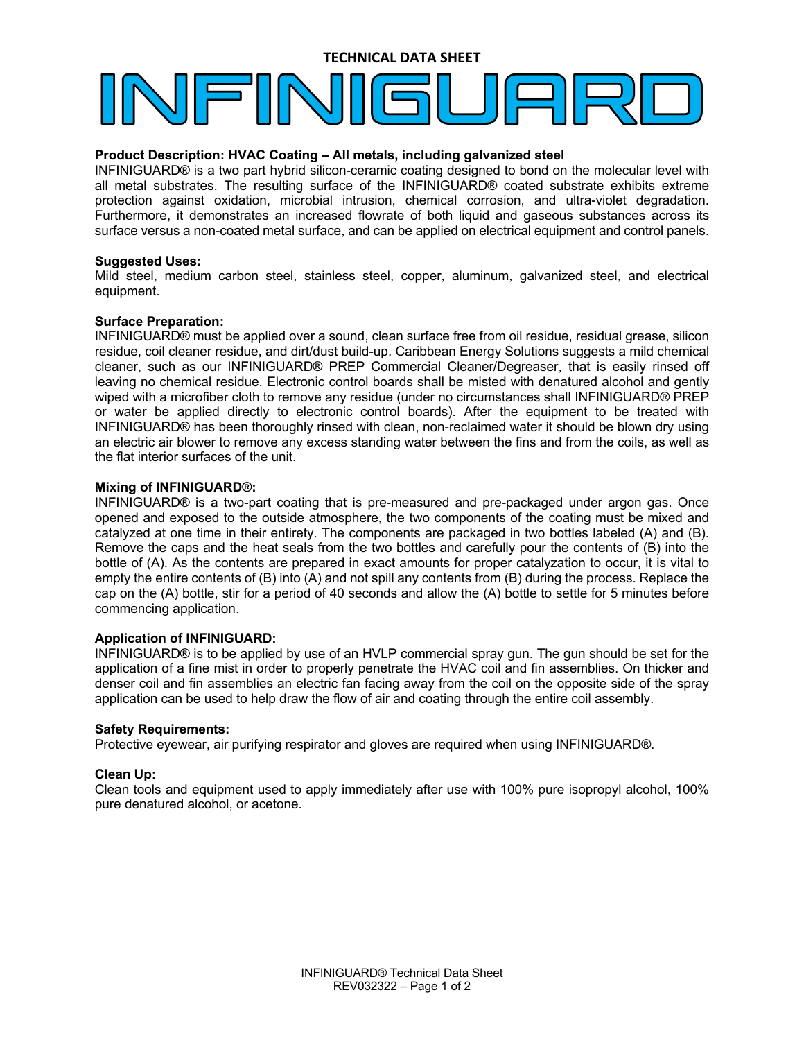TECHNICAL DATA SHEET

# INFINIGUARD

**Product Description: HVAC Coating – All metals, including galvanized steel**

INFINIGUARD® is a two part hybrid silicon-ceramic coating designed to bond on the molecular level with all metal substrates. The resulting surface of the INFINIGUARD® coated substrate exhibits extreme protection against oxidation, microbial intrusion, chemical corrosion, and ultra-violet degradation. Furthermore, it demonstrates an increased flowrate of both liquid and gaseous substances across its surface versus a non-coated metal surface, and can be applied on electrical equipment and control panels.

**Suggested Uses:**

Mild steel, medium carbon steel, stainless steel, copper, aluminum, galvanized steel, and electrical equipment.

**Surface Preparation:**

INFINIGUARD® must be applied over a sound, clean surface free from oil residue, residual grease, silicon residue, coil cleaner residue, and dirt/dust build-up. Caribbean Energy Solutions suggests a mild chemical cleaner, such as our INFINIGUARD® PREP Commercial Cleaner/Degreaser, that is easily rinsed off leaving no chemical residue. Electronic control boards shall be misted with denatured alcohol and gently wiped with a microfiber cloth to remove any residue (under no circumstances shall INFINIGUARD® PREP or water be applied directly to electronic control boards). After the equipment to be treated with INFINIGUARD® has been thoroughly rinsed with clean, non-reclaimed water it should be blown dry using an electric air blower to remove any excess standing water between the fins and from the coils, as well as the flat interior surfaces of the unit.

**Mixing of INFINIGUARD®:**

INFINIGUARD® is a two-part coating that is pre-measured and pre-packaged under argon gas. Once opened and exposed to the outside atmosphere, the two components of the coating must be mixed and catalyzed at one time in their entirety. The components are packaged in two bottles labeled (A) and (B). Remove the caps and the heat seals from the two bottles and carefully pour the contents of (B) into the bottle of (A). As the contents are prepared in exact amounts for proper catalyzation to occur, it is vital to empty the entire contents of (B) into (A) and not spill any contents from (B) during the process. Replace the cap on the (A) bottle, stir for a period of 40 seconds and allow the (A) bottle to settle for 5 minutes before commencing application.

**Application of INFINIGUARD:**

INFINIGUARD® is to be applied by use of an HVLP commercial spray gun. The gun should be set for the application of a fine mist in order to properly penetrate the HVAC coil and fin assemblies. On thicker and denser coil and fin assemblies an electric fan facing away from the coil on the opposite side of the spray application can be used to help draw the flow of air and coating through the entire coil assembly.

**Safety Requirements:**

Protective eyewear, air purifying respirator and gloves are required when using INFINIGUARD®.

**Clean Up:**

Clean tools and equipment used to apply immediately after use with 100% pure isopropyl alcohol, 100% pure denatured alcohol, or acetone.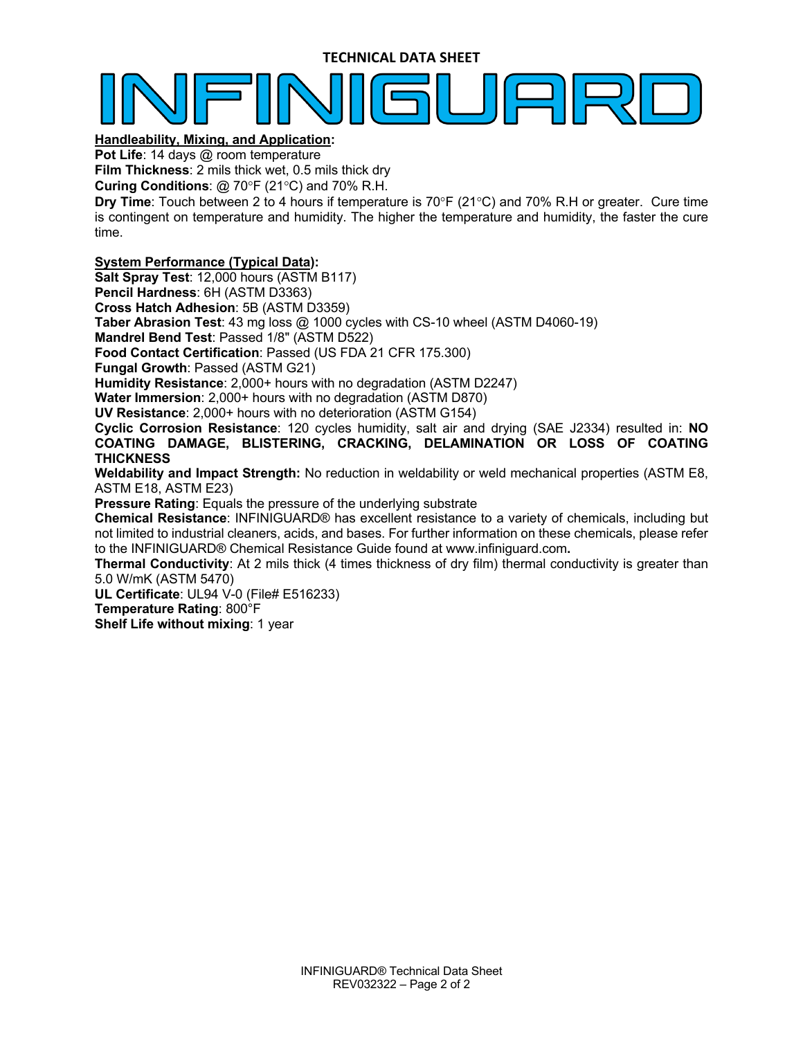# TECHNICAL DATA SHEET

# INFINIGUARD

**Handleability, Mixing, and Application:**

**Pot Life**: 14 days @ room temperature
**Film Thickness**: 2 mils thick wet, 0.5 mils thick dry
**Curing Conditions**: @ 70°F (21°C) and 70% R.H.
**Dry Time**: Touch between 2 to 4 hours if temperature is 70°F (21°C) and 70% R.H or greater. Cure time is contingent on temperature and humidity. The higher the temperature and humidity, the faster the cure time.

**System Performance (Typical Data):**

**Salt Spray Test**: 12,000 hours (ASTM B117)
**Pencil Hardness**: 6H (ASTM D3363)
**Cross Hatch Adhesion**: 5B (ASTM D3359)
**Taber Abrasion Test**: 43 mg loss @ 1000 cycles with CS-10 wheel (ASTM D4060-19)
**Mandrel Bend Test**: Passed 1/8" (ASTM D522)
**Food Contact Certification**: Passed (US FDA 21 CFR 175.300)
**Fungal Growth**: Passed (ASTM G21)
**Humidity Resistance**: 2,000+ hours with no degradation (ASTM D2247)
**Water Immersion**: 2,000+ hours with no degradation (ASTM D870)
**UV Resistance**: 2,000+ hours with no deterioration (ASTM G154)
**Cyclic Corrosion Resistance**: 120 cycles humidity, salt air and drying (SAE J2334) resulted in: **NO COATING DAMAGE, BLISTERING, CRACKING, DELAMINATION OR LOSS OF COATING THICKNESS**
**Weldability and Impact Strength:** No reduction in weldability or weld mechanical properties (ASTM E8, ASTM E18, ASTM E23)
**Pressure Rating**: Equals the pressure of the underlying substrate
**Chemical Resistance**: INFINIGUARD® has excellent resistance to a variety of chemicals, including but not limited to industrial cleaners, acids, and bases. For further information on these chemicals, please refer to the INFINIGUARD® Chemical Resistance Guide found at www.infiniguard.com**.**
**Thermal Conductivity**: At 2 mils thick (4 times thickness of dry film) thermal conductivity is greater than 5.0 W/mK (ASTM 5470)
**UL Certificate**: UL94 V-0 (File# E516233)
**Temperature Rating**: 800°F
**Shelf Life without mixing**: 1 year